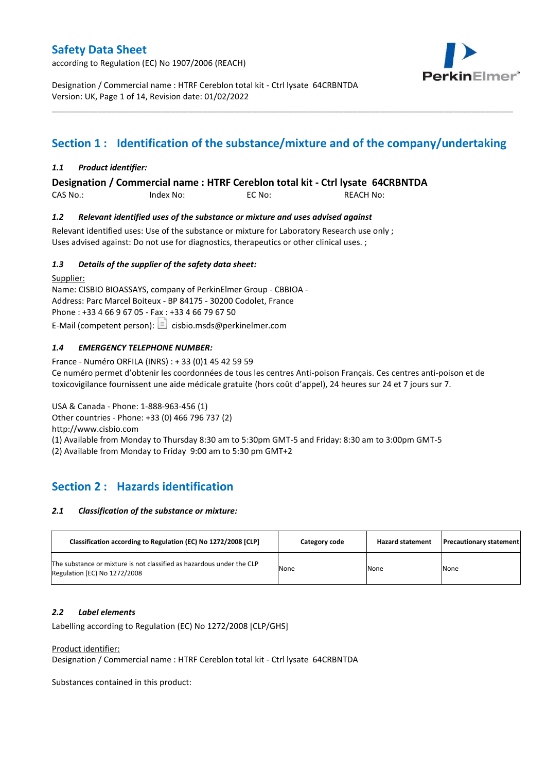# Safety Data Sheet

according to Regulation (EC) No 1907/2006 (REACH)

Designation / Commercial name : HTRF Cereblon total kit - Ctrl lysate 64CRBNTDA
Version: UK, Page 1 of 14, Revision date: 01/02/2022

## Section 1 : Identification of the substance/mixture and of the company/undertaking

### *1.1 Product identifier:*

**Designation / Commercial name : HTRF Cereblon total kit - Ctrl lysate 64CRBNTDA**

CAS No.: Index No: EC No: REACH No:

### *1.2 Relevant identified uses of the substance or mixture and uses advised against*

Relevant identified uses: Use of the substance or mixture for Laboratory Research use only ;
Uses advised against: Do not use for diagnostics, therapeutics or other clinical uses. ;

### *1.3 Details of the supplier of the safety data sheet:*

Supplier:
Name: CISBIO BIOASSAYS, company of PerkinElmer Group - CBBIOA -
Address: Parc Marcel Boiteux - BP 84175 - 30200 Codolet, France
Phone : +33 4 66 9 67 05 - Fax : +33 4 66 79 67 50
E-Mail (competent person): cisbio.msds@perkinelmer.com

### *1.4 EMERGENCY TELEPHONE NUMBER:*

France - Numéro ORFILA (INRS) : + 33 (0)1 45 42 59 59
Ce numéro permet d'obtenir les coordonnées de tous les centres Anti-poison Français. Ces centres anti-poison et de toxicovigilance fournissent une aide médicale gratuite (hors coût d'appel), 24 heures sur 24 et 7 jours sur 7.

USA & Canada - Phone: 1-888-963-456 (1)
Other countries - Phone: +33 (0) 466 796 737 (2)
http://www.cisbio.com
(1) Available from Monday to Thursday 8:30 am to 5:30pm GMT-5 and Friday: 8:30 am to 3:00pm GMT-5
(2) Available from Monday to Friday 9:00 am to 5:30 pm GMT+2

## Section 2 : Hazards identification

### *2.1 Classification of the substance or mixture:*

| Classification according to Regulation (EC) No 1272/2008 [CLP] | Category code | Hazard statement | Precautionary statement |
|---|---|---|---|
| The substance or mixture is not classified as hazardous under the CLP Regulation (EC) No 1272/2008 | None | None | None |

### *2.2 Label elements*

Labelling according to Regulation (EC) No 1272/2008 [CLP/GHS]

Product identifier:
Designation / Commercial name : HTRF Cereblon total kit - Ctrl lysate 64CRBNTDA

Substances contained in this product: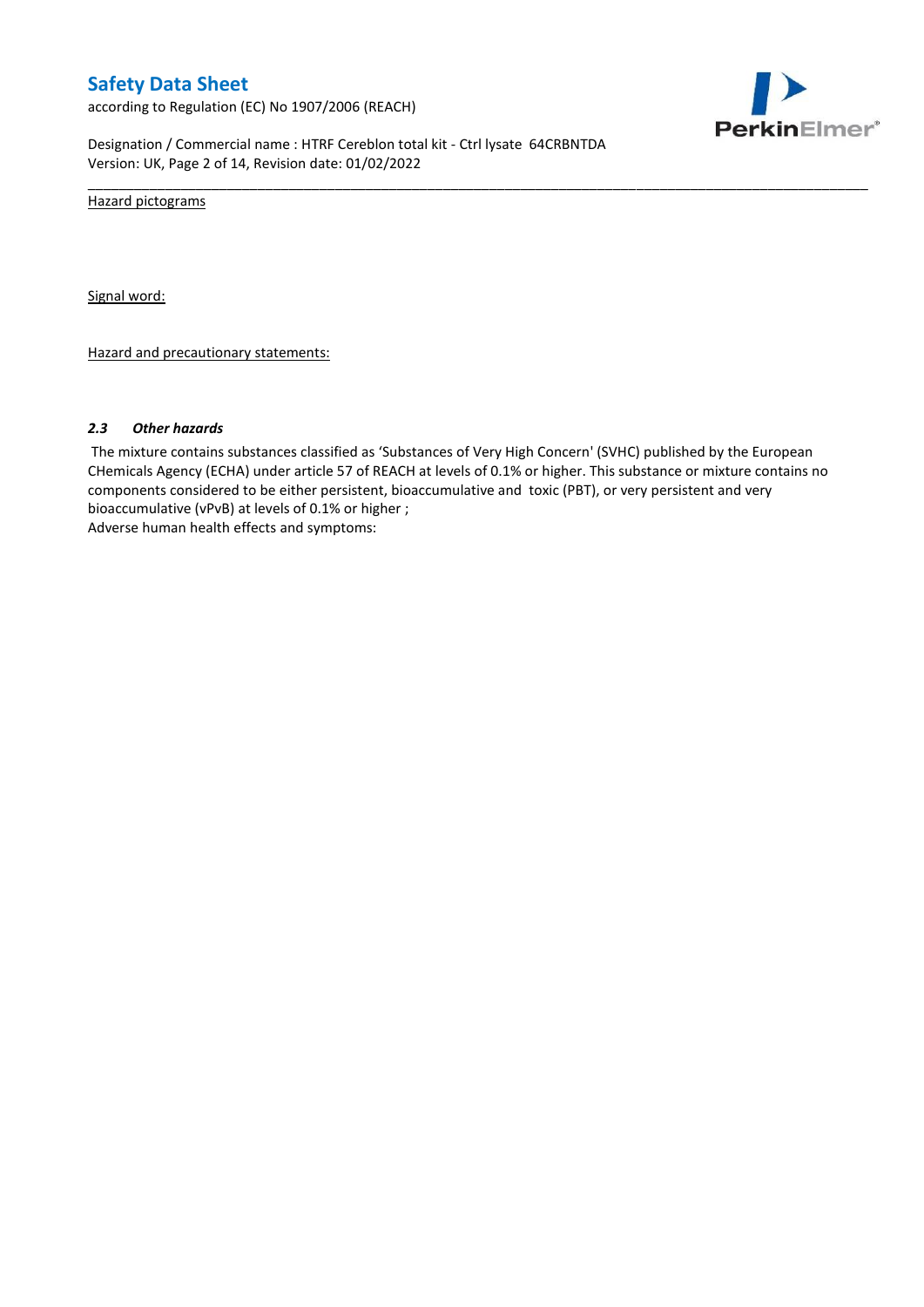Hazard pictograms

Signal word:

Hazard and precautionary statements:

### *2.3 Other hazards*

The mixture contains substances classified as 'Substances of Very High Concern' (SVHC) published by the European CHemicals Agency (ECHA) under article 57 of REACH at levels of 0.1% or higher. This substance or mixture contains no components considered to be either persistent, bioaccumulative and toxic (PBT), or very persistent and very bioaccumulative (vPvB) at levels of 0.1% or higher ;

Adverse human health effects and symptoms: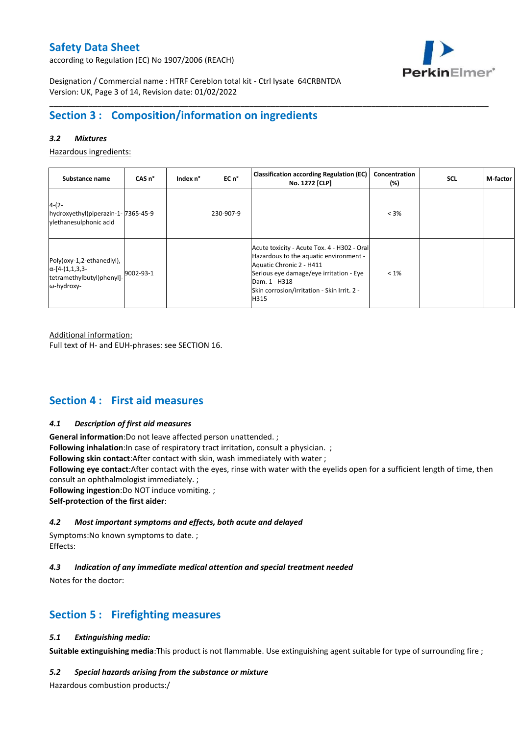## Section 3 : Composition/information on ingredients

### *3.2 Mixtures*

Hazardous ingredients:

| Substance name | CAS n° | Index n° | EC n° | Classification according Regulation (EC) No. 1272 [CLP] | Concentration (%) | SCL | M-factor |
|---|---|---|---|---|---|---|---|
| 4-(2-hydroxyethyl)piperazin-1-ylethanesulphonic acid | 7365-45-9 | | 230-907-9 | | < 3% | | |
| Poly(oxy-1,2-ethanediyl), α-[4-(1,1,3,3-tetramethylbutyl)phenyl]-ω-hydroxy- | 9002-93-1 | | | Acute toxicity - Acute Tox. 4 - H302 - Oral<br>Hazardous to the aquatic environment - Aquatic Chronic 2 - H411<br>Serious eye damage/eye irritation - Eye Dam. 1 - H318<br>Skin corrosion/irritation - Skin Irrit. 2 - H315 | < 1% | | |

Additional information:
Full text of H- and EUH-phrases: see SECTION 16.

## Section 4 : First aid measures

### *4.1 Description of first aid measures*

**General information**:Do not leave affected person unattended. ;
**Following inhalation**:In case of respiratory tract irritation, consult a physician. ;
**Following skin contact**:After contact with skin, wash immediately with water ;
**Following eye contact**:After contact with the eyes, rinse with water with the eyelids open for a sufficient length of time, then consult an ophthalmologist immediately. ;
**Following ingestion**:Do NOT induce vomiting. ;
**Self-protection of the first aider**:

### *4.2 Most important symptoms and effects, both acute and delayed*

Symptoms:No known symptoms to date. ;
Effects:

### *4.3 Indication of any immediate medical attention and special treatment needed*

Notes for the doctor:

## Section 5 : Firefighting measures

### *5.1 Extinguishing media:*

**Suitable extinguishing media**:This product is not flammable. Use extinguishing agent suitable for type of surrounding fire ;

### *5.2 Special hazards arising from the substance or mixture*

Hazardous combustion products:/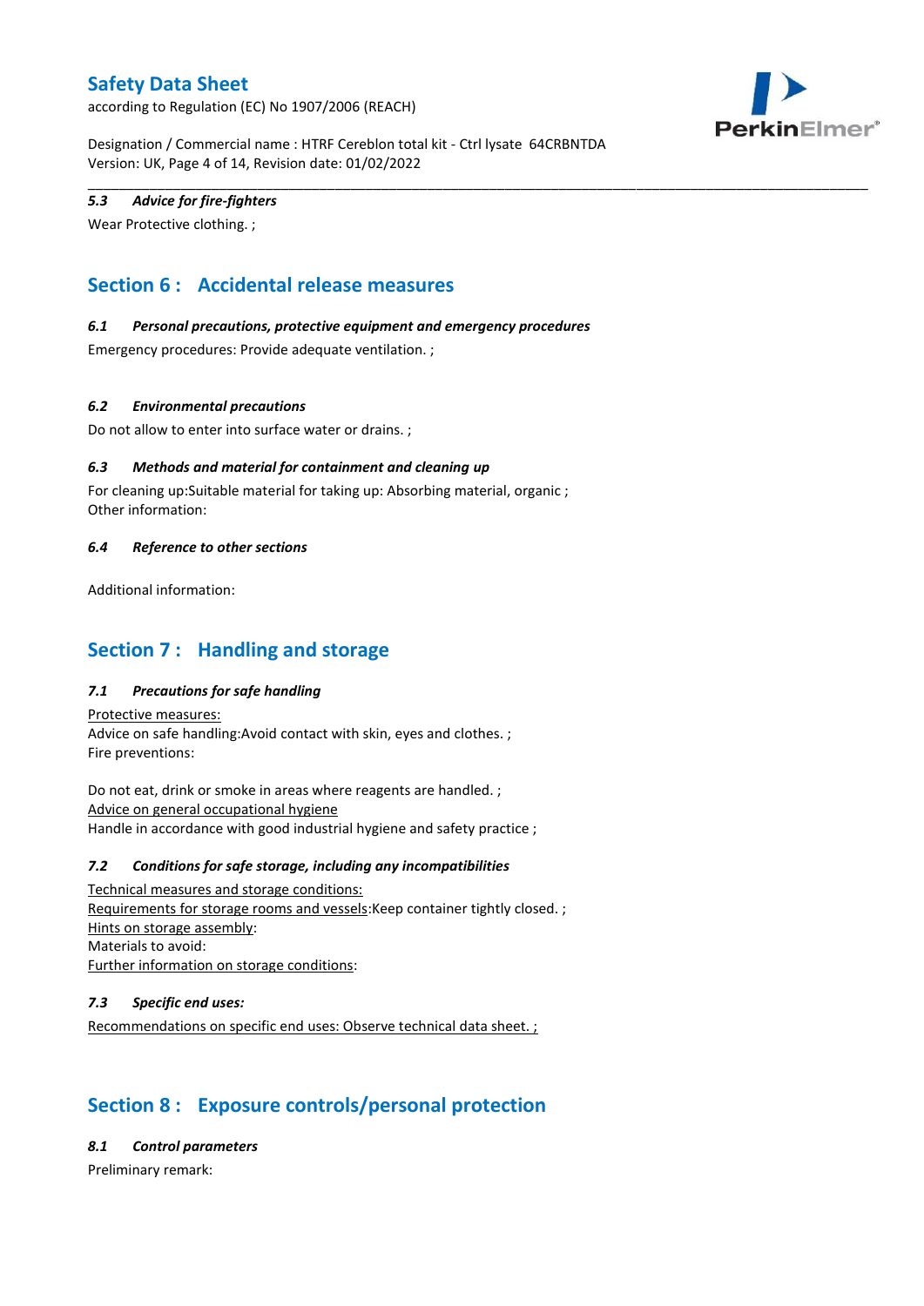#### 5.3 Advice for fire-fighters

Wear Protective clothing. ;

## Section 6 : Accidental release measures

#### 6.1 Personal precautions, protective equipment and emergency procedures

Emergency procedures: Provide adequate ventilation. ;

#### 6.2 Environmental precautions

Do not allow to enter into surface water or drains. ;

#### 6.3 Methods and material for containment and cleaning up

For cleaning up:Suitable material for taking up: Absorbing material, organic ;
Other information:

#### 6.4 Reference to other sections

Additional information:

## Section 7 : Handling and storage

#### 7.1 Precautions for safe handling

Protective measures:
Advice on safe handling:Avoid contact with skin, eyes and clothes. ;
Fire preventions:

Do not eat, drink or smoke in areas where reagents are handled. ;
Advice on general occupational hygiene
Handle in accordance with good industrial hygiene and safety practice ;

#### 7.2 Conditions for safe storage, including any incompatibilities

Technical measures and storage conditions:
Requirements for storage rooms and vessels:Keep container tightly closed. ;
Hints on storage assembly:
Materials to avoid:
Further information on storage conditions:

#### 7.3 Specific end uses:

Recommendations on specific end uses: Observe technical data sheet. ;

## Section 8 : Exposure controls/personal protection

#### 8.1 Control parameters

Preliminary remark: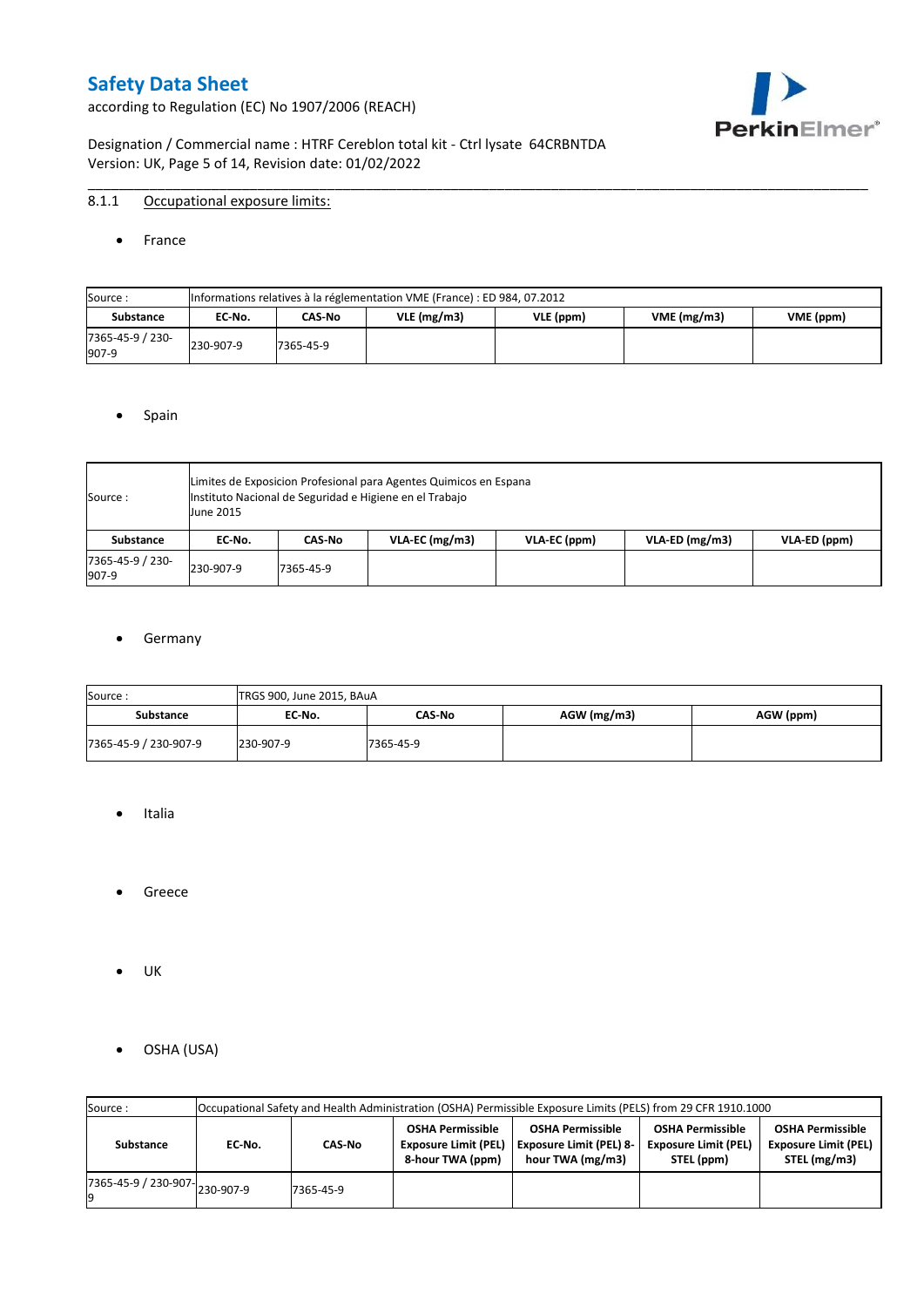### 8.1.1 Occupational exposure limits:

- France

| Source : | Informations relatives à la réglementation VME (France) : ED 984, 07.2012 | | | | | |
|---|---|---|---|---|---|---|
| **Substance** | **EC-No.** | **CAS-No** | **VLE (mg/m3)** | **VLE (ppm)** | **VME (mg/m3)** | **VME (ppm)** |
| 7365-45-9 / 230-907-9 | 230-907-9 | 7365-45-9 | | | | |

- Spain

| Source : | Limites de Exposicion Profesional para Agentes Quimicos en Espana<br>Instituto Nacional de Seguridad e Higiene en el Trabajo<br>June 2015 | | | | | |
|---|---|---|---|---|---|---|
| **Substance** | **EC-No.** | **CAS-No** | **VLA-EC (mg/m3)** | **VLA-EC (ppm)** | **VLA-ED (mg/m3)** | **VLA-ED (ppm)** |
| 7365-45-9 / 230-907-9 | 230-907-9 | 7365-45-9 | | | | |

- Germany

| Source : | TRGS 900, June 2015, BAuA | | | |
|---|---|---|---|---|
| **Substance** | **EC-No.** | **CAS-No** | **AGW (mg/m3)** | **AGW (ppm)** |
| 7365-45-9 / 230-907-9 | 230-907-9 | 7365-45-9 | | |

- Italia

- Greece

- UK

- OSHA (USA)

| Source : | Occupational Safety and Health Administration (OSHA) Permissible Exposure Limits (PELS) from 29 CFR 1910.1000 | | | | | |
|---|---|---|---|---|---|---|
| **Substance** | **EC-No.** | **CAS-No** | **OSHA Permissible Exposure Limit (PEL) 8-hour TWA (ppm)** | **OSHA Permissible Exposure Limit (PEL) 8-hour TWA (mg/m3)** | **OSHA Permissible Exposure Limit (PEL) STEL (ppm)** | **OSHA Permissible Exposure Limit (PEL) STEL (mg/m3)** |
| 7365-45-9 / 230-907-9 | 230-907-9 | 7365-45-9 | | | | |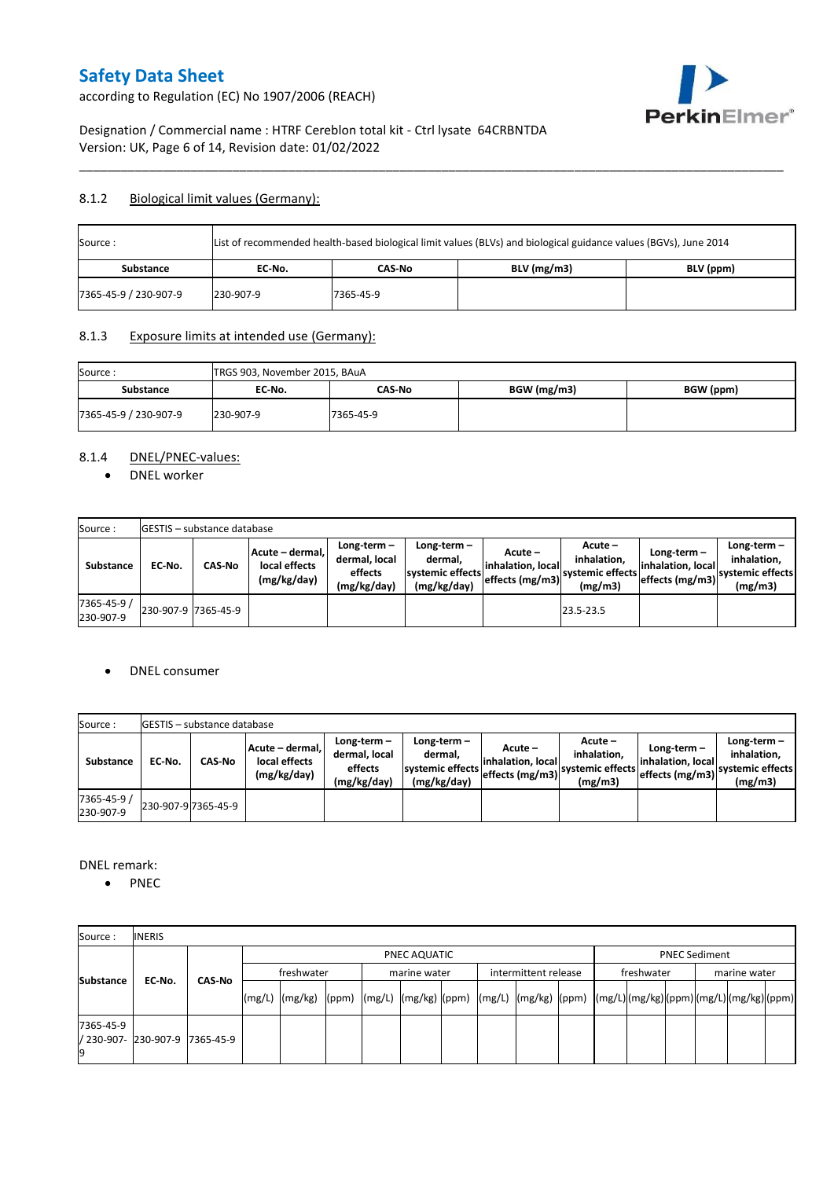### 8.1.2 Biological limit values (Germany):

| Source : | List of recommended health-based biological limit values (BLVs) and biological guidance values (BGVs), June 2014 | | | |
|---|---|---|---|---|
| **Substance** | **EC-No.** | **CAS-No** | **BLV (mg/m3)** | **BLV (ppm)** |
| 7365-45-9 / 230-907-9 | 230-907-9 | 7365-45-9 | | |

### 8.1.3 Exposure limits at intended use (Germany):

| Source : | TRGS 903, November 2015, BAuA | | | |
|---|---|---|---|---|
| **Substance** | **EC-No.** | **CAS-No** | **BGW (mg/m3)** | **BGW (ppm)** |
| 7365-45-9 / 230-907-9 | 230-907-9 | 7365-45-9 | | |

### 8.1.4 DNEL/PNEC-values:

- DNEL worker

| Source : | GESTIS – substance database | | | | | | | | | |
|---|---|---|---|---|---|---|---|---|---|---|
| **Substance** | **EC-No.** | **CAS-No** | **Acute – dermal, local effects (mg/kg/day)** | **Long-term – dermal, local effects (mg/kg/day)** | **Long-term – dermal, systemic effects (mg/kg/day)** | **Acute – inhalation, local effects (mg/m3)** | **Acute – inhalation, systemic effects (mg/m3)** | **Long-term – inhalation, local effects (mg/m3)** | **Long-term – inhalation, systemic effects (mg/m3)** |
| 7365-45-9 / 230-907-9 | 230-907-9 | 7365-45-9 | | | | | 23.5-23.5 | | |

- DNEL consumer

| Source : | GESTIS – substance database | | | | | | | | | |
|---|---|---|---|---|---|---|---|---|---|---|
| **Substance** | **EC-No.** | **CAS-No** | **Acute – dermal, local effects (mg/kg/day)** | **Long-term – dermal, local effects (mg/kg/day)** | **Long-term – dermal, systemic effects (mg/kg/day)** | **Acute – inhalation, local effects (mg/m3)** | **Acute – inhalation, systemic effects (mg/m3)** | **Long-term – inhalation, local effects (mg/m3)** | **Long-term – inhalation, systemic effects (mg/m3)** |
| 7365-45-9 / 230-907-9 | 230-907-9 | 7365-45-9 | | | | | | | |

DNEL remark:

- PNEC

| Source : | INERIS | | | | | | | | | | | | | | | | | | |
|---|---|---|---|---|---|---|---|---|---|---|---|---|---|---|---|---|---|---|---|
| **Substance** | **EC-No.** | **CAS-No** | PNEC AQUATIC | | | | | | | | | PNEC Sediment | | | | | |
| | | | freshwater | | | marine water | | | intermittent release | | | freshwater | | | marine water | | |
| | | | (mg/L) | (mg/kg) | (ppm) | (mg/L) | (mg/kg) | (ppm) | (mg/L) | (mg/kg) | (ppm) | (mg/L) | (mg/kg) | (ppm) | (mg/L) | (mg/kg) | (ppm) |
| 7365-45-9 / 230-907-9 | 230-907-9 | 7365-45-9 | | | | | | | | | | | | | | | |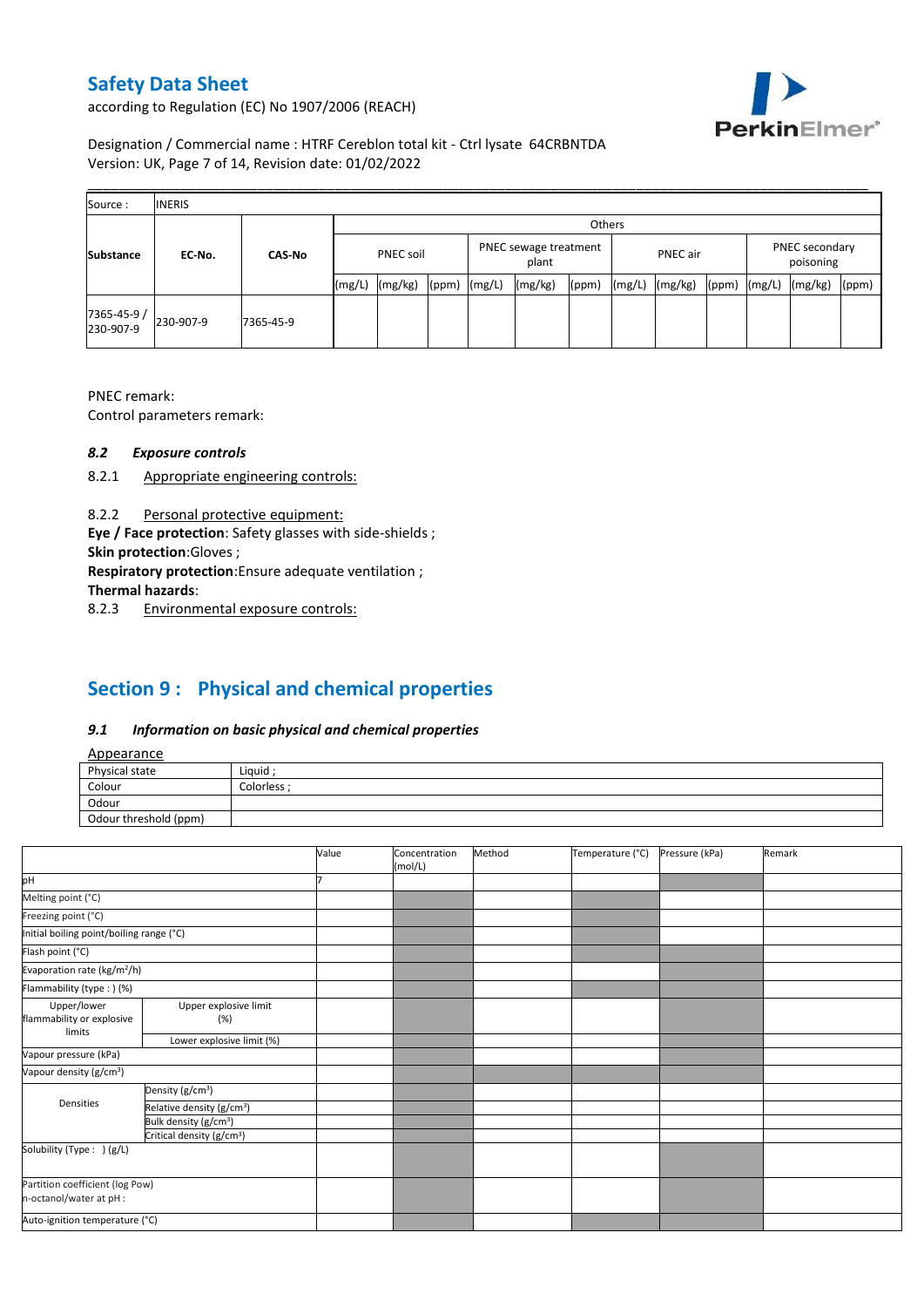| Source : | INERIS | | | | | | | | | | | | | |
|---|---|---|---|---|---|---|---|---|---|---|---|---|---|---|
| | | | Others | | | | | | | | | | | |
| Substance | EC-No. | CAS-No | PNEC soil | | | PNEC sewage treatment plant | | | PNEC air | | | PNEC secondary poisoning | | |
| | | | (mg/L) | (mg/kg) | (ppm) | (mg/L) | (mg/kg) | (ppm) | (mg/L) | (mg/kg) | (ppm) | (mg/L) | (mg/kg) | (ppm) |
| 7365-45-9 / 230-907-9 | 230-907-9 | 7365-45-9 | | | | | | | | | | | | |

PNEC remark:

Control parameters remark:

### *8.2 Exposure controls*

8.2.1 Appropriate engineering controls:

8.2.2 Personal protective equipment:

**Eye / Face protection**: Safety glasses with side-shields ;

**Skin protection**:Gloves ;

**Respiratory protection**:Ensure adequate ventilation ;

**Thermal hazards**:

8.2.3 Environmental exposure controls:

## Section 9 : Physical and chemical properties

### *9.1 Information on basic physical and chemical properties*

Appearance

| Physical state | Liquid ; |
|---|---|
| Colour | Colorless ; |
| Odour | |
| Odour threshold (ppm) | |

| | | Value | Concentration (mol/L) | Method | Temperature (°C) | Pressure (kPa) | Remark |
|---|---|---|---|---|---|---|---|
| pH | | 7 | | | | | |
| Melting point (°C) | | | | | | | |
| Freezing point (°C) | | | | | | | |
| Initial boiling point/boiling range (°C) | | | | | | | |
| Flash point (°C) | | | | | | | |
| Evaporation rate (kg/m²/h) | | | | | | | |
| Flammability (type : ) (%) | | | | | | | |
| Upper/lower flammability or explosive limits | Upper explosive limit (%) | | | | | | |
| | Lower explosive limit (%) | | | | | | |
| Vapour pressure (kPa) | | | | | | | |
| Vapour density (g/cm³) | | | | | | | |
| Densities | Density (g/cm³) | | | | | | |
| | Relative density (g/cm³) | | | | | | |
| | Bulk density (g/cm³) | | | | | | |
| | Critical density (g/cm³) | | | | | | |
| Solubility (Type : ) (g/L) | | | | | | | |
| Partition coefficient (log Pow) n-octanol/water at pH : | | | | | | | |
| Auto-ignition temperature (°C) | | | | | | | |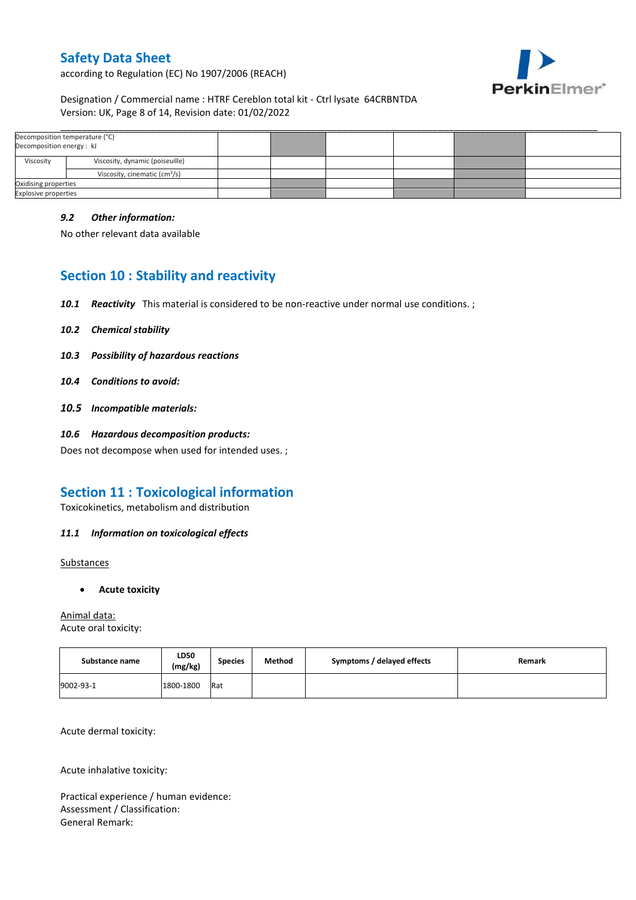| Decomposition temperature (°C)<br>Decomposition energy : kJ | | | | | | | |
|---|---|---|---|---|---|---|---|
| Viscosity | Viscosity, dynamic (poiseuille) | | | | | | |
| | Viscosity, cinematic ($cm^3/s$) | | | | | | |
| Oxidising properties | | | | | | | |
| Explosive properties | | | | | | | |

### *9.2 Other information:*

No other relevant data available

## Section 10 : Stability and reactivity

***10.1 Reactivity*** This material is considered to be non-reactive under normal use conditions. ;

***10.2 Chemical stability***

***10.3 Possibility of hazardous reactions***

***10.4 Conditions to avoid:***

***10.5 Incompatible materials:***

***10.6 Hazardous decomposition products:***

Does not decompose when used for intended uses. ;

## Section 11 : Toxicological information

Toxicokinetics, metabolism and distribution

***11.1 Information on toxicological effects***

Substances

- **Acute toxicity**

Animal data:

Acute oral toxicity:

| Substance name | LD50 (mg/kg) | Species | Method | Symptoms / delayed effects | Remark |
|---|---|---|---|---|---|
| 9002-93-1 | 1800-1800 | Rat | | | |

Acute dermal toxicity:

Acute inhalative toxicity:

Practical experience / human evidence:
Assessment / Classification:
General Remark: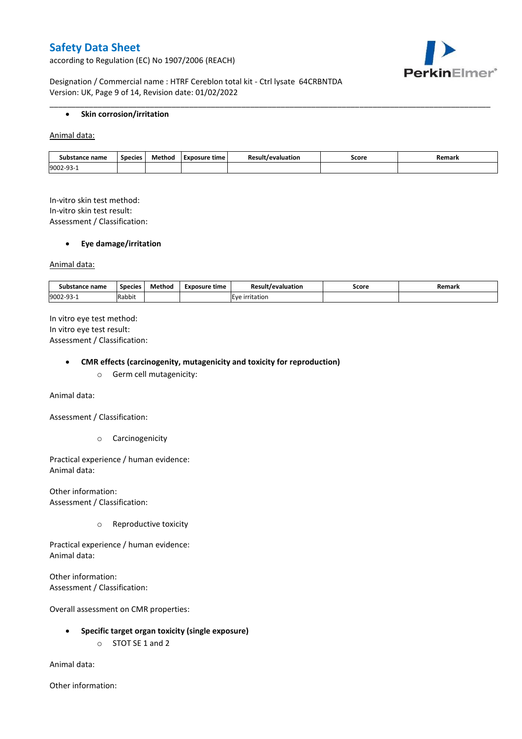- **Skin corrosion/irritation**

Animal data:

| Substance name | Species | Method | Exposure time | Result/evaluation | Score | Remark |
|---|---|---|---|---|---|---|
| 9002-93-1 | | | | | | |

In-vitro skin test method:
In-vitro skin test result:
Assessment / Classification:

- **Eye damage/irritation**

Animal data:

| Substance name | Species | Method | Exposure time | Result/evaluation | Score | Remark |
|---|---|---|---|---|---|---|
| 9002-93-1 | Rabbit | | | Eye irritation | | |

In vitro eye test method:
In vitro eye test result:
Assessment / Classification:

- **CMR effects (carcinogenity, mutagenicity and toxicity for reproduction)**
  - Germ cell mutagenicity:

Animal data:

Assessment / Classification:

  - Carcinogenicity

Practical experience / human evidence:
Animal data:

Other information:
Assessment / Classification:

  - Reproductive toxicity

Practical experience / human evidence:
Animal data:

Other information:
Assessment / Classification:

Overall assessment on CMR properties:

- **Specific target organ toxicity (single exposure)**
  - STOT SE 1 and 2

Animal data:

Other information: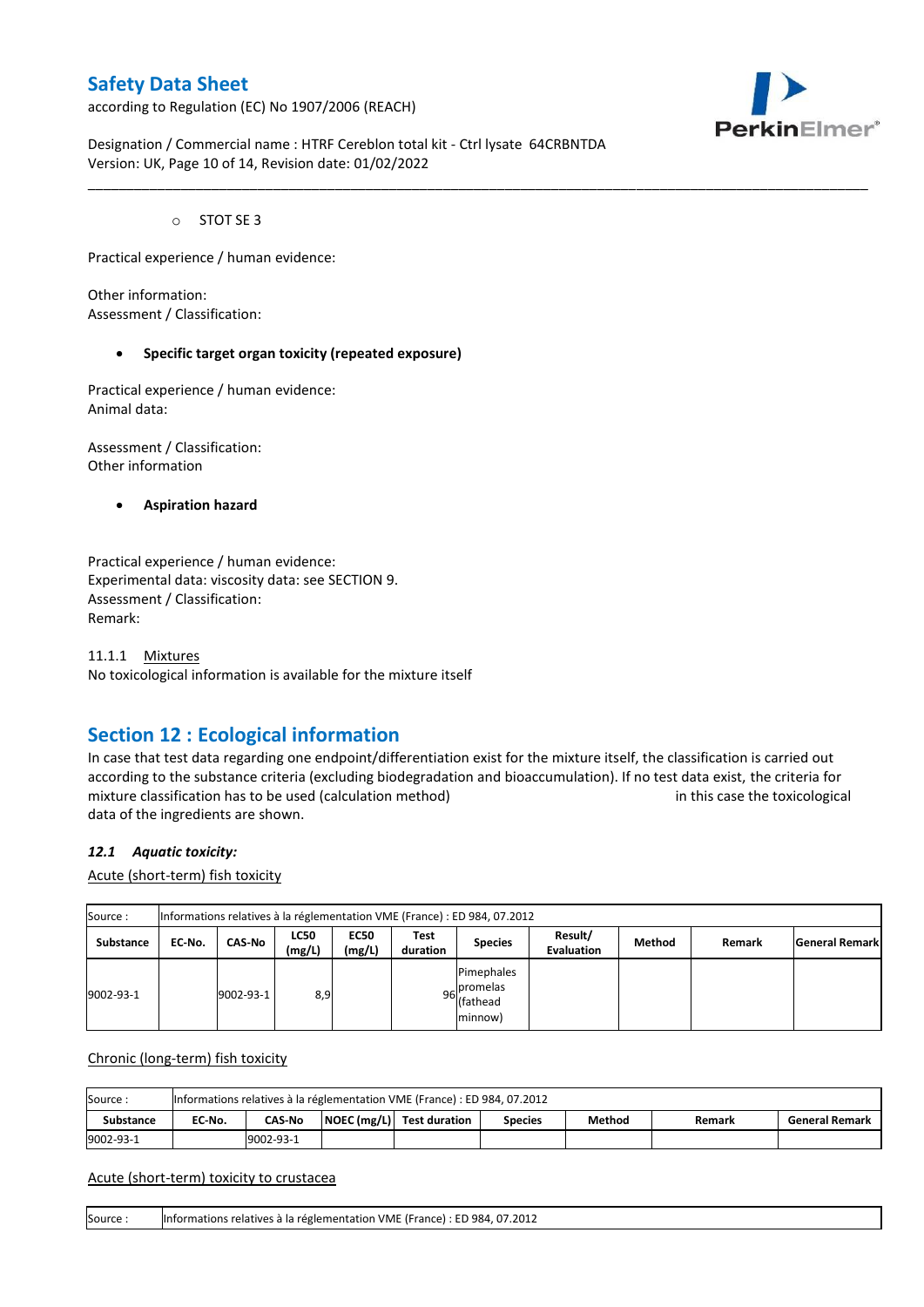- STOT SE 3

Practical experience / human evidence:

Other information:
Assessment / Classification:

- **Specific target organ toxicity (repeated exposure)**

Practical experience / human evidence:
Animal data:

Assessment / Classification:
Other information

- **Aspiration hazard**

Practical experience / human evidence:
Experimental data: viscosity data: see SECTION 9.
Assessment / Classification:
Remark:

11.1.1 Mixtures
No toxicological information is available for the mixture itself

## Section 12 : Ecological information

In case that test data regarding one endpoint/differentiation exist for the mixture itself, the classification is carried out according to the substance criteria (excluding biodegradation and bioaccumulation). If no test data exist, the criteria for mixture classification has to be used (calculation method) in this case the toxicological data of the ingredients are shown.

### *12.1 Aquatic toxicity:*

Acute (short-term) fish toxicity

| Source : | Informations relatives à la réglementation VME (France) : ED 984, 07.2012 | | | | | | | | | |
|---|---|---|---|---|---|---|---|---|---|---|
| **Substance** | **EC-No.** | **CAS-No** | **LC50 (mg/L)** | **EC50 (mg/L)** | **Test duration** | **Species** | **Result/ Evaluation** | **Method** | **Remark** | **General Remark** |
| 9002-93-1 | | 9002-93-1 | 8,9 | | 96 | Pimephales promelas (fathead minnow) | | | | |

Chronic (long-term) fish toxicity

| Source : | Informations relatives à la réglementation VME (France) : ED 984, 07.2012 | | | | | | | |
|---|---|---|---|---|---|---|---|---|
| **Substance** | **EC-No.** | **CAS-No** | **NOEC (mg/L)** | **Test duration** | **Species** | **Method** | **Remark** | **General Remark** |
| 9002-93-1 | | 9002-93-1 | | | | | | |

Acute (short-term) toxicity to crustacea

| Source : | Informations relatives à la réglementation VME (France) : ED 984, 07.2012 |
|---|---|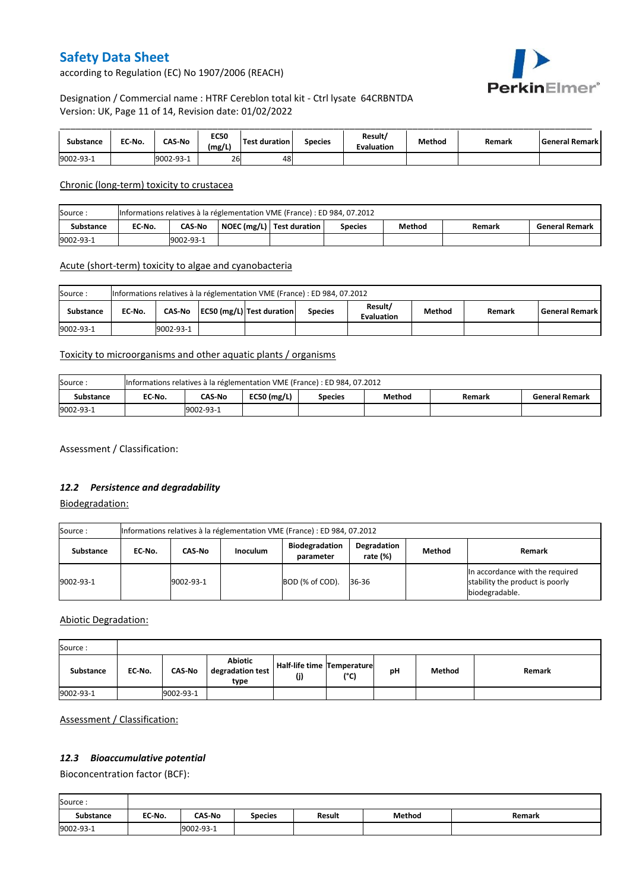| Substance | EC-No. | CAS-No | EC50 (mg/L) | Test duration | Species | Result/ Evaluation | Method | Remark | General Remark |
| --- | --- | --- | --- | --- | --- | --- | --- | --- | --- |
| 9002-93-1 | | 9002-93-1 | 26 | 48 | | | | | |

Chronic (long-term) toxicity to crustacea

| Source : | Informations relatives à la réglementation VME (France) : ED 984, 07.2012 | | | | | | | |
| --- | --- | --- | --- | --- | --- | --- | --- | --- |
| Substance | EC-No. | CAS-No | NOEC (mg/L) | Test duration | Species | Method | Remark | General Remark |
| 9002-93-1 | | 9002-93-1 | | | | | | |

Acute (short-term) toxicity to algae and cyanobacteria

| Source : | Informations relatives à la réglementation VME (France) : ED 984, 07.2012 | | | | | | | | |
| --- | --- | --- | --- | --- | --- | --- | --- | --- | --- |
| Substance | EC-No. | CAS-No | EC50 (mg/L) | Test duration | Species | Result/ Evaluation | Method | Remark | General Remark |
| 9002-93-1 | | 9002-93-1 | | | | | | | |

Toxicity to microorganisms and other aquatic plants / organisms

| Source : | Informations relatives à la réglementation VME (France) : ED 984, 07.2012 | | | | | | |
| --- | --- | --- | --- | --- | --- | --- | --- |
| Substance | EC-No. | CAS-No | EC50 (mg/L) | Species | Method | Remark | General Remark |
| 9002-93-1 | | 9002-93-1 | | | | | |

Assessment / Classification:

### *12.2 Persistence and degradability*

Biodegradation:

| Source : | Informations relatives à la réglementation VME (France) : ED 984, 07.2012 | | | | | | |
| --- | --- | --- | --- | --- | --- | --- | --- |
| Substance | EC-No. | CAS-No | Inoculum | Biodegradation parameter | Degradation rate (%) | Method | Remark |
| 9002-93-1 | | 9002-93-1 | | BOD (% of COD). | 36-36 | | In accordance with the required stability the product is poorly biodegradable. |

Abiotic Degradation:

| Source : | | | | | | | | |
| --- | --- | --- | --- | --- | --- | --- | --- | --- |
| Substance | EC-No. | CAS-No | Abiotic degradation test type | Half-life time (j) | Temperature (°C) | pH | Method | Remark |
| 9002-93-1 | | 9002-93-1 | | | | | | |

Assessment / Classification:

### *12.3 Bioaccumulative potential*

Bioconcentration factor (BCF):

| Source : | | | | | | |
| --- | --- | --- | --- | --- | --- | --- |
| Substance | EC-No. | CAS-No | Species | Result | Method | Remark |
| 9002-93-1 | | 9002-93-1 | | | | |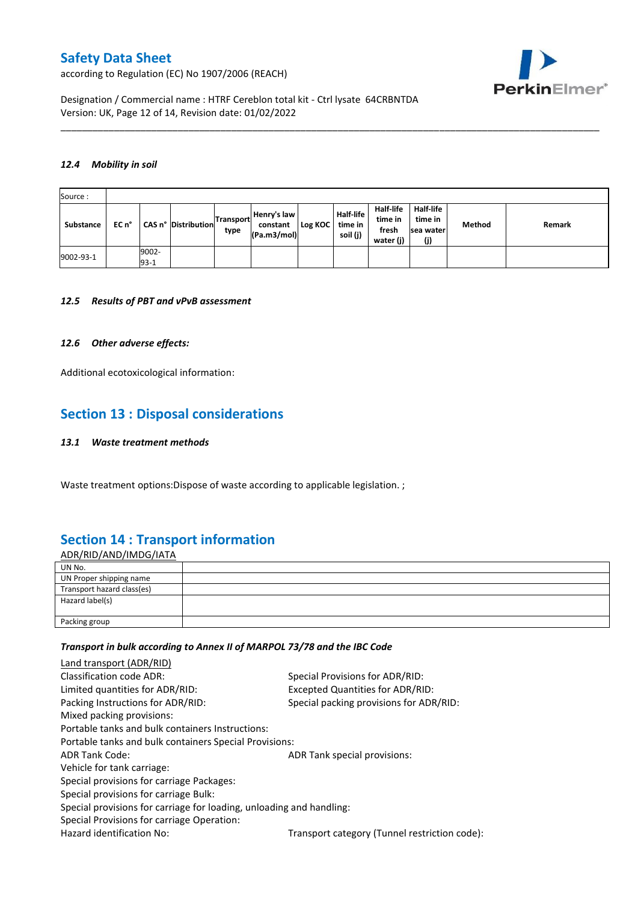#### 12.4 *Mobility in soil*

| Source : | | | | | | | | | | | |
|---|---|---|---|---|---|---|---|---|---|---|---|
| **Substance** | **EC n°** | **CAS n°** | **Distribution** | **Transport type** | **Henry's law constant (Pa.m3/mol)** | **Log KOC** | **Half-life time in soil (j)** | **Half-life time in fresh water (j)** | **Half-life time in sea water (j)** | **Method** | **Remark** |
| 9002-93-1 | | 9002-93-1 | | | | | | | | | |

#### 12.5 *Results of PBT and vPvB assessment*

#### 12.6 *Other adverse effects:*

Additional ecotoxicological information:

## Section 13 : Disposal considerations

#### 13.1 *Waste treatment methods*

Waste treatment options:Dispose of waste according to applicable legislation. ;

## Section 14 : Transport information

ADR/RID/AND/IMDG/IATA

| UN No. | |
|---|---|
| UN Proper shipping name | |
| Transport hazard class(es) | |
| Hazard label(s) | |
| Packing group | |

***Transport in bulk according to Annex II of MARPOL 73/78 and the IBC Code***

Land transport (ADR/RID)

Classification code ADR:
Special Provisions for ADR/RID:
Limited quantities for ADR/RID:
Excepted Quantities for ADR/RID:
Packing Instructions for ADR/RID:
Special packing provisions for ADR/RID:
Mixed packing provisions:
Portable tanks and bulk containers Instructions:
Portable tanks and bulk containers Special Provisions:
ADR Tank Code:
ADR Tank special provisions:
Vehicle for tank carriage:
Special provisions for carriage Packages:
Special provisions for carriage Bulk:
Special provisions for carriage for loading, unloading and handling:
Special Provisions for carriage Operation:
Hazard identification No:
Transport category (Tunnel restriction code):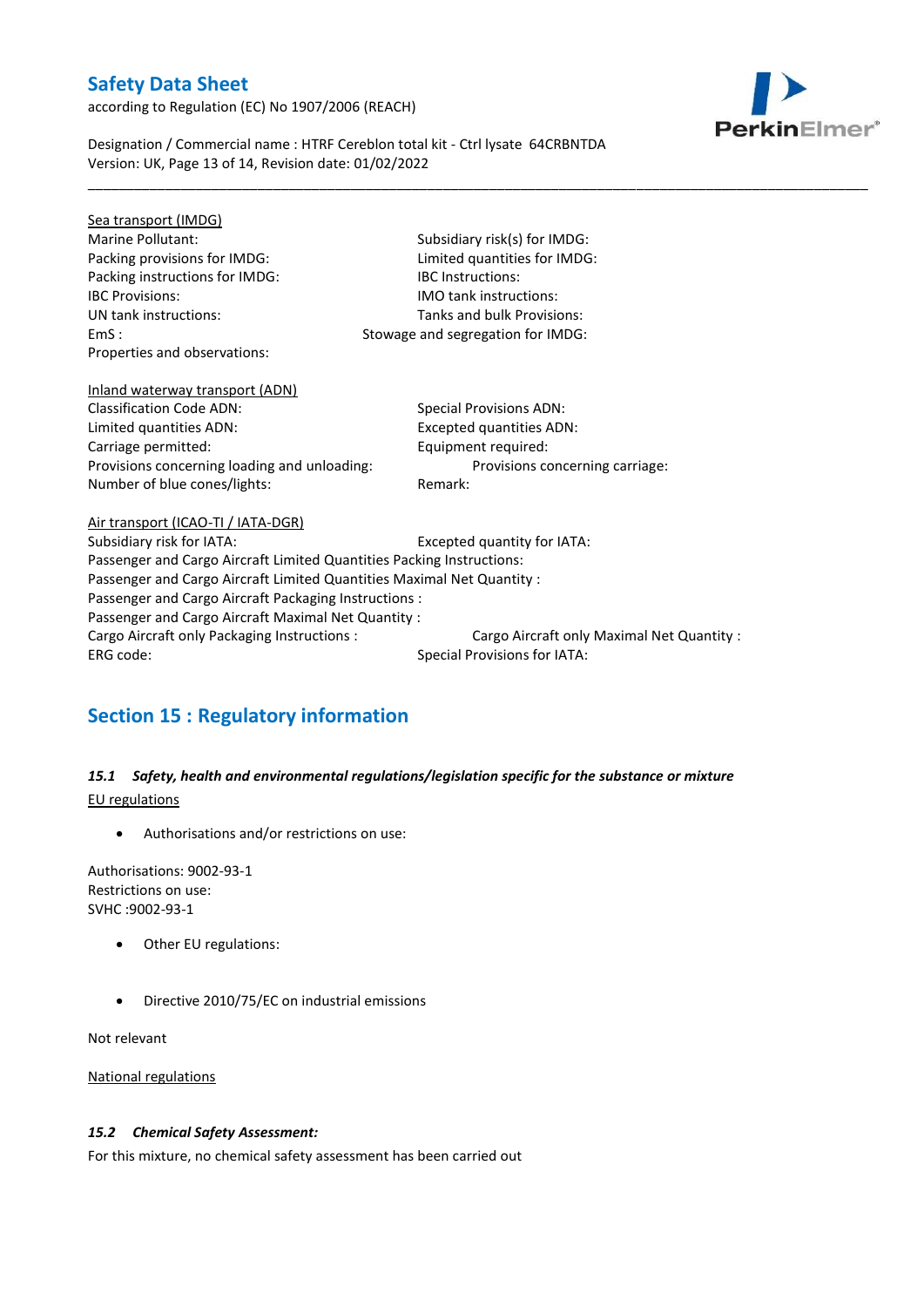Sea transport (IMDG)

Marine Pollutant:

Subsidiary risk(s) for IMDG:

Packing provisions for IMDG:

Limited quantities for IMDG:

Packing instructions for IMDG:

IBC Instructions:

IBC Provisions:

IMO tank instructions:

UN tank instructions:

Tanks and bulk Provisions:

EmS :

Stowage and segregation for IMDG:

Properties and observations:

Inland waterway transport (ADN)

Classification Code ADN:

Special Provisions ADN:

Limited quantities ADN:

Excepted quantities ADN:

Carriage permitted:

Equipment required:

Provisions concerning loading and unloading:

Provisions concerning carriage:

Number of blue cones/lights:

Remark:

Air transport (ICAO-TI / IATA-DGR)

Subsidiary risk for IATA:

Excepted quantity for IATA:

Passenger and Cargo Aircraft Limited Quantities Packing Instructions:

Passenger and Cargo Aircraft Limited Quantities Maximal Net Quantity :

Passenger and Cargo Aircraft Packaging Instructions :

Passenger and Cargo Aircraft Maximal Net Quantity :

Cargo Aircraft only Packaging Instructions :

Cargo Aircraft only Maximal Net Quantity :

ERG code:

Special Provisions for IATA:

## Section 15 : Regulatory information

### *15.1 Safety, health and environmental regulations/legislation specific for the substance or mixture*

EU regulations

- Authorisations and/or restrictions on use:

Authorisations: 9002-93-1
Restrictions on use:
SVHC :9002-93-1

- Other EU regulations:

- Directive 2010/75/EC on industrial emissions

Not relevant

National regulations

### *15.2 Chemical Safety Assessment:*

For this mixture, no chemical safety assessment has been carried out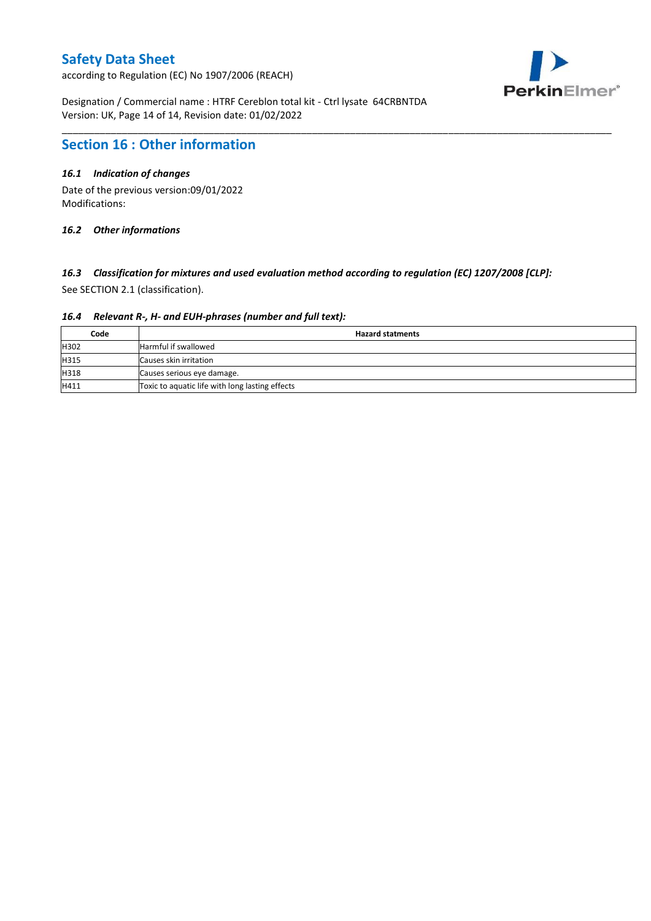## Section 16 : Other information

### *16.1 Indication of changes*

Date of the previous version:09/01/2022
Modifications:

### *16.2 Other informations*

### *16.3 Classification for mixtures and used evaluation method according to regulation (EC) 1207/2008 [CLP]:*

See SECTION 2.1 (classification).

### *16.4 Relevant R-, H- and EUH-phrases (number and full text):*

| Code | Hazard statments |
|---|---|
| H302 | Harmful if swallowed |
| H315 | Causes skin irritation |
| H318 | Causes serious eye damage. |
| H411 | Toxic to aquatic life with long lasting effects |